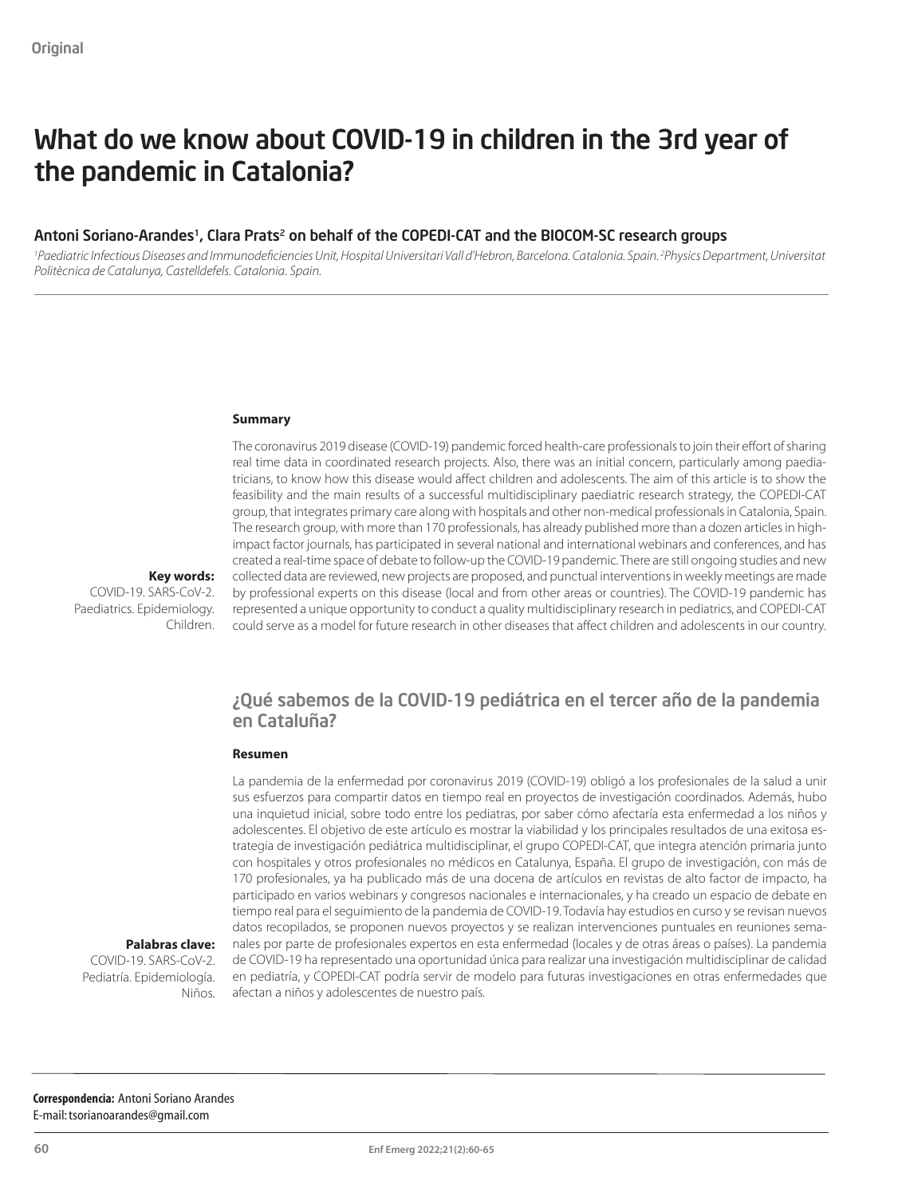Original

# What do we know about COVID-19 in children in the 3rd year of the pandemic in Catalonia?

**Antoni Soriano-Arandes[1], Clara Prats[2] on behalf of the COPEDI-CAT and the BIOCOM-SC research groups**

*[1]Paediatric Infectious Diseases and Immunodeficiencies Unit, Hospital Universitari Vall d'Hebron, Barcelona. Catalonia. Spain. [2]Physics Department, Universitat Politècnica de Catalunya, Castelldefels. Catalonia. Spain.*

### Summary

The coronavirus 2019 disease (COVID-19) pandemic forced health-care professionals to join their effort of sharing real time data in coordinated research projects. Also, there was an initial concern, particularly among paediatricians, to know how this disease would affect children and adolescents. The aim of this article is to show the feasibility and the main results of a successful multidisciplinary paediatric research strategy, the COPEDI-CAT group, that integrates primary care along with hospitals and other non-medical professionals in Catalonia, Spain. The research group, with more than 170 professionals, has already published more than a dozen articles in high-impact factor journals, has participated in several national and international webinars and conferences, and has created a real-time space of debate to follow-up the COVID-19 pandemic. There are still ongoing studies and new collected data are reviewed, new projects are proposed, and punctual interventions in weekly meetings are made by professional experts on this disease (local and from other areas or countries). The COVID-19 pandemic has represented a unique opportunity to conduct a quality multidisciplinary research in pediatrics, and COPEDI-CAT could serve as a model for future research in other diseases that affect children and adolescents in our country.

**Key words:** COVID-19. SARS-CoV-2. Paediatrics. Epidemiology. Children.

## ¿Qué sabemos de la COVID-19 pediátrica en el tercer año de la pandemia en Cataluña?

### Resumen

La pandemia de la enfermedad por coronavirus 2019 (COVID-19) obligó a los profesionales de la salud a unir sus esfuerzos para compartir datos en tiempo real en proyectos de investigación coordinados. Además, hubo una inquietud inicial, sobre todo entre los pediatras, por saber cómo afectaría esta enfermedad a los niños y adolescentes. El objetivo de este artículo es mostrar la viabilidad y los principales resultados de una exitosa estrategia de investigación pediátrica multidisciplinar, el grupo COPEDI-CAT, que integra atención primaria junto con hospitales y otros profesionales no médicos en Catalunya, España. El grupo de investigación, con más de 170 profesionales, ya ha publicado más de una docena de artículos en revistas de alto factor de impacto, ha participado en varios webinars y congresos nacionales e internacionales, y ha creado un espacio de debate en tiempo real para el seguimiento de la pandemia de COVID-19. Todavía hay estudios en curso y se revisan nuevos datos recopilados, se proponen nuevos proyectos y se realizan intervenciones puntuales en reuniones semanales por parte de profesionales expertos en esta enfermedad (locales y de otras áreas o países). La pandemia de COVID-19 ha representado una oportunidad única para realizar una investigación multidisciplinar de calidad en pediatría, y COPEDI-CAT podría servir de modelo para futuras investigaciones en otras enfermedades que afectan a niños y adolescentes de nuestro país.

**Palabras clave:** COVID-19. SARS-CoV-2. Pediatría. Epidemiología. Niños.

**Correspondencia:** Antoni Soriano Arandes
E-mail: tsorianoarandes@gmail.com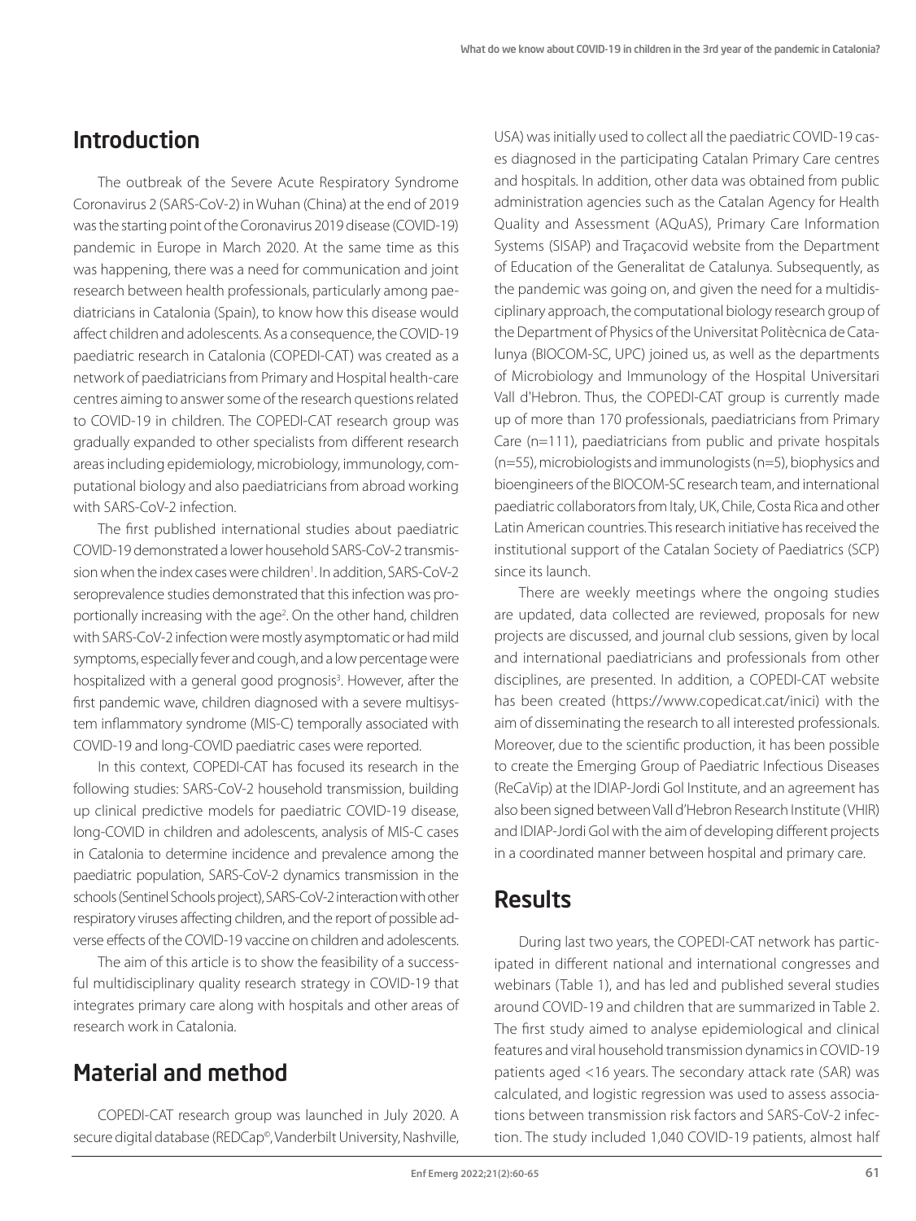## Introduction

The outbreak of the Severe Acute Respiratory Syndrome Coronavirus 2 (SARS-CoV-2) in Wuhan (China) at the end of 2019 was the starting point of the Coronavirus 2019 disease (COVID-19) pandemic in Europe in March 2020. At the same time as this was happening, there was a need for communication and joint research between health professionals, particularly among paediatricians in Catalonia (Spain), to know how this disease would affect children and adolescents. As a consequence, the COVID-19 paediatric research in Catalonia (COPEDI-CAT) was created as a network of paediatricians from Primary and Hospital health-care centres aiming to answer some of the research questions related to COVID-19 in children. The COPEDI-CAT research group was gradually expanded to other specialists from different research areas including epidemiology, microbiology, immunology, computational biology and also paediatricians from abroad working with SARS-CoV-2 infection.

The first published international studies about paediatric COVID-19 demonstrated a lower household SARS-CoV-2 transmission when the index cases were children[1]. In addition, SARS-CoV-2 seroprevalence studies demonstrated that this infection was proportionally increasing with the age[2]. On the other hand, children with SARS-CoV-2 infection were mostly asymptomatic or had mild symptoms, especially fever and cough, and a low percentage were hospitalized with a general good prognosis[3]. However, after the first pandemic wave, children diagnosed with a severe multisystem inflammatory syndrome (MIS-C) temporally associated with COVID-19 and long-COVID paediatric cases were reported.

In this context, COPEDI-CAT has focused its research in the following studies: SARS-CoV-2 household transmission, building up clinical predictive models for paediatric COVID-19 disease, long-COVID in children and adolescents, analysis of MIS-C cases in Catalonia to determine incidence and prevalence among the paediatric population, SARS-CoV-2 dynamics transmission in the schools (Sentinel Schools project), SARS-CoV-2 interaction with other respiratory viruses affecting children, and the report of possible adverse effects of the COVID-19 vaccine on children and adolescents.

The aim of this article is to show the feasibility of a successful multidisciplinary quality research strategy in COVID-19 that integrates primary care along with hospitals and other areas of research work in Catalonia.

## Material and method

COPEDI-CAT research group was launched in July 2020. A secure digital database (REDCap©, Vanderbilt University, Nashville, USA) was initially used to collect all the paediatric COVID-19 cases diagnosed in the participating Catalan Primary Care centres and hospitals. In addition, other data was obtained from public administration agencies such as the Catalan Agency for Health Quality and Assessment (AQuAS), Primary Care Information Systems (SISAP) and Traçacovid website from the Department of Education of the Generalitat de Catalunya. Subsequently, as the pandemic was going on, and given the need for a multidisciplinary approach, the computational biology research group of the Department of Physics of the Universitat Politècnica de Catalunya (BIOCOM-SC, UPC) joined us, as well as the departments of Microbiology and Immunology of the Hospital Universitari Vall d'Hebron. Thus, the COPEDI-CAT group is currently made up of more than 170 professionals, paediatricians from Primary Care (n=111), paediatricians from public and private hospitals (n=55), microbiologists and immunologists (n=5), biophysics and bioengineers of the BIOCOM-SC research team, and international paediatric collaborators from Italy, UK, Chile, Costa Rica and other Latin American countries. This research initiative has received the institutional support of the Catalan Society of Paediatrics (SCP) since its launch.

There are weekly meetings where the ongoing studies are updated, data collected are reviewed, proposals for new projects are discussed, and journal club sessions, given by local and international paediatricians and professionals from other disciplines, are presented. In addition, a COPEDI-CAT website has been created (https://www.copedicat.cat/inici) with the aim of disseminating the research to all interested professionals. Moreover, due to the scientific production, it has been possible to create the Emerging Group of Paediatric Infectious Diseases (ReCaVip) at the IDIAP-Jordi Gol Institute, and an agreement has also been signed between Vall d'Hebron Research Institute (VHIR) and IDIAP-Jordi Gol with the aim of developing different projects in a coordinated manner between hospital and primary care.

## Results

During last two years, the COPEDI-CAT network has participated in different national and international congresses and webinars (Table 1), and has led and published several studies around COVID-19 and children that are summarized in Table 2. The first study aimed to analyse epidemiological and clinical features and viral household transmission dynamics in COVID-19 patients aged <16 years. The secondary attack rate (SAR) was calculated, and logistic regression was used to assess associations between transmission risk factors and SARS-CoV-2 infection. The study included 1,040 COVID-19 patients, almost half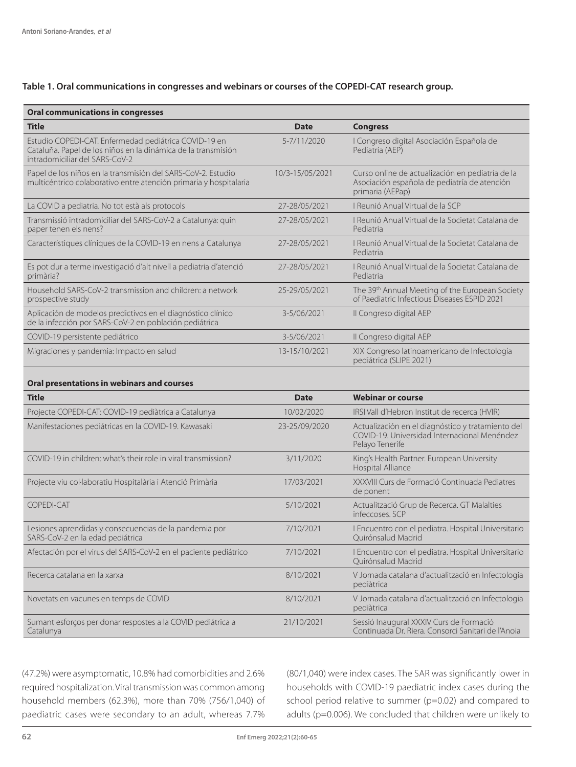**Table 1. Oral communications in congresses and webinars or courses of the COPEDI-CAT research group.**

| **Oral communications in congresses** | | |
|---|---|---|
| **Title** | **Date** | **Congress** |
| Estudio COPEDI-CAT. Enfermedad pediátrica COVID-19 en Cataluña. Papel de los niños en la dinámica de la transmisión intradomiciliar del SARS-CoV-2 | 5-7/11/2020 | I Congreso digital Asociación Española de Pediatría (AEP) |
| Papel de los niños en la transmisión del SARS-CoV-2. Estudio multicéntrico colaborativo entre atención primaria y hospitalaria | 10/3-15/05/2021 | Curso online de actualización en pediatría de la Asociación española de pediatría de atención primaria (AEPap) |
| La COVID a pediatria. No tot està als protocols | 27-28/05/2021 | I Reunió Anual Virtual de la SCP |
| Transmissió intradomiciliar del SARS-CoV-2 a Catalunya: quin paper tenen els nens? | 27-28/05/2021 | I Reunió Anual Virtual de la Societat Catalana de Pediatria |
| Característiques clíniques de la COVID-19 en nens a Catalunya | 27-28/05/2021 | I Reunió Anual Virtual de la Societat Catalana de Pediatria |
| Es pot dur a terme investigació d'alt nivell a pediatria d'atenció primària? | 27-28/05/2021 | I Reunió Anual Virtual de la Societat Catalana de Pediatria |
| Household SARS-CoV-2 transmission and children: a network prospective study | 25-29/05/2021 | The 39th Annual Meeting of the European Society of Paediatric Infectious Diseases ESPID 2021 |
| Aplicación de modelos predictivos en el diagnóstico clínico de la infección por SARS-CoV-2 en población pediátrica | 3-5/06/2021 | II Congreso digital AEP |
| COVID-19 persistente pediátrico | 3-5/06/2021 | II Congreso digital AEP |
| Migraciones y pandemia: Impacto en salud | 13-15/10/2021 | XIX Congreso latinoamericano de Infectología pediátrica (SLIPE 2021) |

| **Oral presentations in webinars and courses** | | |
|---|---|---|
| **Title** | **Date** | **Webinar or course** |
| Projecte COPEDI-CAT: COVID-19 pediàtrica a Catalunya | 10/02/2020 | IRSI Vall d'Hebron Institut de recerca (HVIR) |
| Manifestaciones pediátricas en la COVID-19. Kawasaki | 23-25/09/2020 | Actualización en el diagnóstico y tratamiento del COVID-19. Universidad Internacional Menéndez Pelayo Tenerife |
| COVID-19 in children: what's their role in viral transmission? | 3/11/2020 | King's Health Partner. European University Hospital Alliance |
| Projecte viu col·laboratiu Hospitalària i Atenció Primària | 17/03/2021 | XXXVIII Curs de Formació Continuada Pediatres de ponent |
| COPEDI-CAT | 5/10/2021 | Actualització Grup de Recerca. GT Malalties infeccoses. SCP |
| Lesiones aprendidas y consecuencias de la pandemia por SARS-CoV-2 en la edad pediátrica | 7/10/2021 | I Encuentro con el pediatra. Hospital Universitario Quirónsalud Madrid |
| Afectación por el virus del SARS-CoV-2 en el paciente pediátrico | 7/10/2021 | I Encuentro con el pediatra. Hospital Universitario Quirónsalud Madrid |
| Recerca catalana en la xarxa | 8/10/2021 | V Jornada catalana d'actualització en Infectologia pediàtrica |
| Novetats en vacunes en temps de COVID | 8/10/2021 | V Jornada catalana d'actualització en Infectologia pediàtrica |
| Sumant esforços per donar respostes a la COVID pediátrica a Catalunya | 21/10/2021 | Sessió Inaugural XXXIV Curs de Formació Continuada Dr. Riera. Consorci Sanitari de l'Anoia |

(47.2%) were asymptomatic, 10.8% had comorbidities and 2.6% required hospitalization. Viral transmission was common among household members (62.3%), more than 70% (756/1,040) of paediatric cases were secondary to an adult, whereas 7.7% (80/1,040) were index cases. The SAR was significantly lower in households with COVID-19 paediatric index cases during the school period relative to summer ($p=0.02$) and compared to adults ($p=0.006$). We concluded that children were unlikely to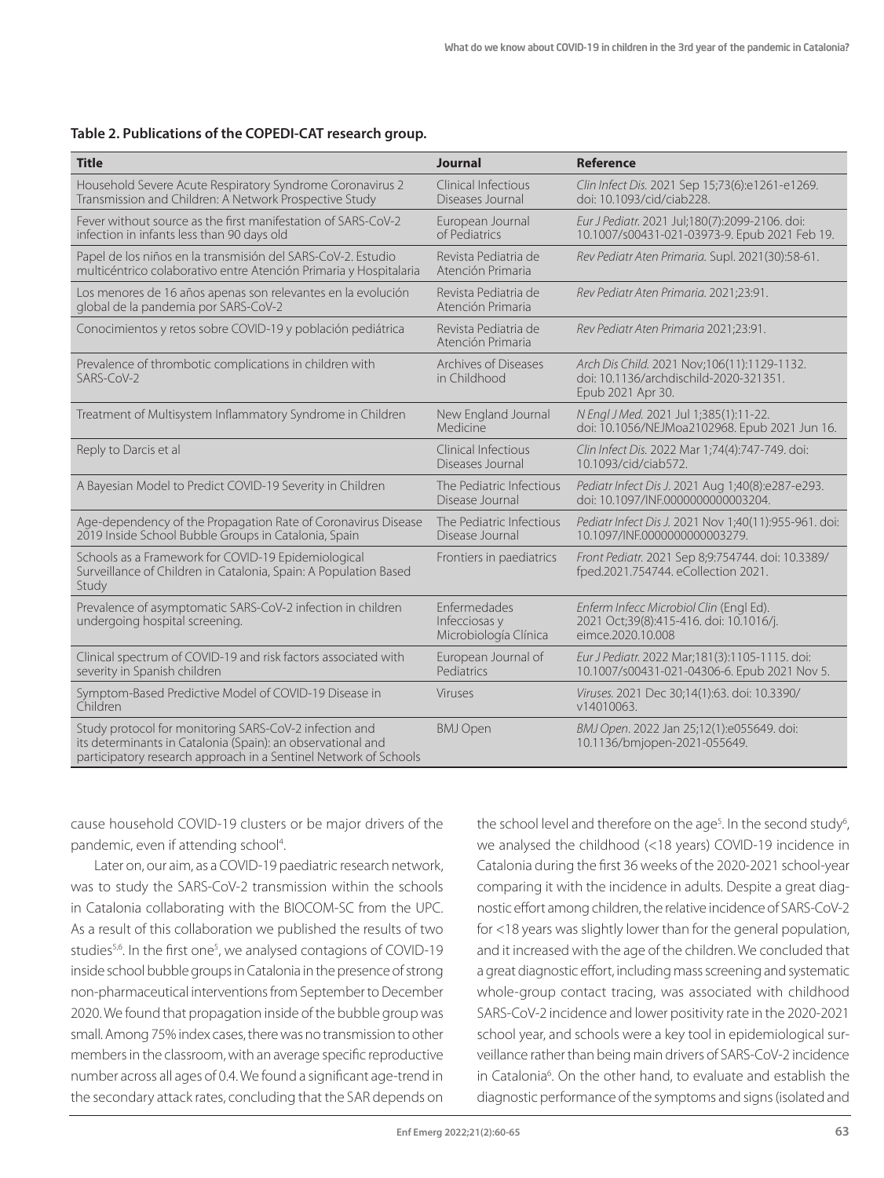**Table 2. Publications of the COPEDI-CAT research group.**

| Title | Journal | Reference |
|---|---|---|
| Household Severe Acute Respiratory Syndrome Coronavirus 2 Transmission and Children: A Network Prospective Study | Clinical Infectious Diseases Journal | *Clin Infect Dis.* 2021 Sep 15;73(6):e1261-e1269. doi: 10.1093/cid/ciab228. |
| Fever without source as the first manifestation of SARS-CoV-2 infection in infants less than 90 days old | European Journal of Pediatrics | *Eur J Pediatr.* 2021 Jul;180(7):2099-2106. doi: 10.1007/s00431-021-03973-9. Epub 2021 Feb 19. |
| Papel de los niños en la transmisión del SARS-CoV-2. Estudio multicéntrico colaborativo entre Atención Primaria y Hospitalaria | Revista Pediatria de Atención Primaria | *Rev Pediatr Aten Primaria.* Supl. 2021(30):58-61. |
| Los menores de 16 años apenas son relevantes en la evolución global de la pandemia por SARS-CoV-2 | Revista Pediatria de Atención Primaria | *Rev Pediatr Aten Primaria.* 2021;23:91. |
| Conocimientos y retos sobre COVID-19 y población pediátrica | Revista Pediatria de Atención Primaria | *Rev Pediatr Aten Primaria* 2021;23:91. |
| Prevalence of thrombotic complications in children with SARS-CoV-2 | Archives of Diseases in Childhood | *Arch Dis Child.* 2021 Nov;106(11):1129-1132. doi: 10.1136/archdischild-2020-321351. Epub 2021 Apr 30. |
| Treatment of Multisystem Inflammatory Syndrome in Children | New England Journal Medicine | *N Engl J Med.* 2021 Jul 1;385(1):11-22. doi: 10.1056/NEJMoa2102968. Epub 2021 Jun 16. |
| Reply to Darcis et al | Clinical Infectious Diseases Journal | *Clin Infect Dis.* 2022 Mar 1;74(4):747-749. doi: 10.1093/cid/ciab572. |
| A Bayesian Model to Predict COVID-19 Severity in Children | The Pediatric Infectious Disease Journal | *Pediatr Infect Dis J.* 2021 Aug 1;40(8):e287-e293. doi: 10.1097/INF.0000000000003204. |
| Age-dependency of the Propagation Rate of Coronavirus Disease 2019 Inside School Bubble Groups in Catalonia, Spain | The Pediatric Infectious Disease Journal | *Pediatr Infect Dis J.* 2021 Nov 1;40(11):955-961. doi: 10.1097/INF.0000000000003279. |
| Schools as a Framework for COVID-19 Epidemiological Surveillance of Children in Catalonia, Spain: A Population Based Study | Frontiers in paediatrics | *Front Pediatr.* 2021 Sep 8;9:754744. doi: 10.3389/fped.2021.754744. eCollection 2021. |
| Prevalence of asymptomatic SARS-CoV-2 infection in children undergoing hospital screening. | Enfermedades Infecciosas y Microbiología Clínica | *Enferm Infecc Microbiol Clin* (Engl Ed). 2021 Oct;39(8):415-416. doi: 10.1016/j.eimce.2020.10.008 |
| Clinical spectrum of COVID-19 and risk factors associated with severity in Spanish children | European Journal of Pediatrics | *Eur J Pediatr.* 2022 Mar;181(3):1105-1115. doi: 10.1007/s00431-021-04306-6. Epub 2021 Nov 5. |
| Symptom-Based Predictive Model of COVID-19 Disease in Children | Viruses | *Viruses.* 2021 Dec 30;14(1):63. doi: 10.3390/v14010063. |
| Study protocol for monitoring SARS-CoV-2 infection and its determinants in Catalonia (Spain): an observational and participatory research approach in a Sentinel Network of Schools | BMJ Open | *BMJ Open.* 2022 Jan 25;12(1):e055649. doi: 10.1136/bmjopen-2021-055649. |

cause household COVID-19 clusters or be major drivers of the pandemic, even if attending school[4].

Later on, our aim, as a COVID-19 paediatric research network, was to study the SARS-CoV-2 transmission within the schools in Catalonia collaborating with the BIOCOM-SC from the UPC. As a result of this collaboration we published the results of two studies[5,6]. In the first one[5], we analysed contagions of COVID-19 inside school bubble groups in Catalonia in the presence of strong non-pharmaceutical interventions from September to December 2020. We found that propagation inside of the bubble group was small. Among 75% index cases, there was no transmission to other members in the classroom, with an average specific reproductive number across all ages of 0.4. We found a significant age-trend in the secondary attack rates, concluding that the SAR depends on the school level and therefore on the age[5]. In the second study[6], we analysed the childhood (<18 years) COVID-19 incidence in Catalonia during the first 36 weeks of the 2020-2021 school-year comparing it with the incidence in adults. Despite a great diagnostic effort among children, the relative incidence of SARS-CoV-2 for <18 years was slightly lower than for the general population, and it increased with the age of the children. We concluded that a great diagnostic effort, including mass screening and systematic whole-group contact tracing, was associated with childhood SARS-CoV-2 incidence and lower positivity rate in the 2020-2021 school year, and schools were a key tool in epidemiological surveillance rather than being main drivers of SARS-CoV-2 incidence in Catalonia[6]. On the other hand, to evaluate and establish the diagnostic performance of the symptoms and signs (isolated and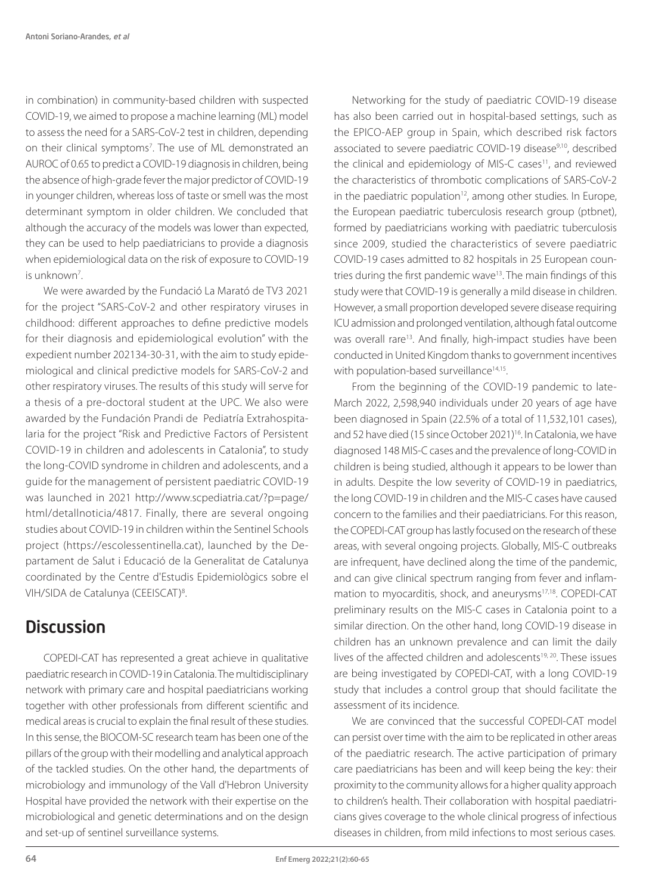in combination) in community-based children with suspected COVID-19, we aimed to propose a machine learning (ML) model to assess the need for a SARS-CoV-2 test in children, depending on their clinical symptoms[7]. The use of ML demonstrated an AUROC of 0.65 to predict a COVID-19 diagnosis in children, being the absence of high-grade fever the major predictor of COVID-19 in younger children, whereas loss of taste or smell was the most determinant symptom in older children. We concluded that although the accuracy of the models was lower than expected, they can be used to help paediatricians to provide a diagnosis when epidemiological data on the risk of exposure to COVID-19 is unknown[7].

We were awarded by the Fundació La Marató de TV3 2021 for the project "SARS-CoV-2 and other respiratory viruses in childhood: different approaches to define predictive models for their diagnosis and epidemiological evolution" with the expedient number 202134-30-31, with the aim to study epidemiological and clinical predictive models for SARS-CoV-2 and other respiratory viruses. The results of this study will serve for a thesis of a pre-doctoral student at the UPC. We also were awarded by the Fundación Prandi de Pediatría Extrahospitalaria for the project "Risk and Predictive Factors of Persistent COVID-19 in children and adolescents in Catalonia", to study the long-COVID syndrome in children and adolescents, and a guide for the management of persistent paediatric COVID-19 was launched in 2021 http://www.scpediatria.cat/?p=page/html/detallnoticia/4817. Finally, there are several ongoing studies about COVID-19 in children within the Sentinel Schools project (https://escolessentinella.cat), launched by the Departament de Salut i Educació de la Generalitat de Catalunya coordinated by the Centre d'Estudis Epidemiològics sobre el VIH/SIDA de Catalunya (CEEISCAT)[8].

## Discussion

COPEDI-CAT has represented a great achieve in qualitative paediatric research in COVID-19 in Catalonia. The multidisciplinary network with primary care and hospital paediatricians working together with other professionals from different scientific and medical areas is crucial to explain the final result of these studies. In this sense, the BIOCOM-SC research team has been one of the pillars of the group with their modelling and analytical approach of the tackled studies. On the other hand, the departments of microbiology and immunology of the Vall d'Hebron University Hospital have provided the network with their expertise on the microbiological and genetic determinations and on the design and set-up of sentinel surveillance systems.

Networking for the study of paediatric COVID-19 disease has also been carried out in hospital-based settings, such as the EPICO-AEP group in Spain, which described risk factors associated to severe paediatric COVID-19 disease[9,10], described the clinical and epidemiology of MIS-C cases[11], and reviewed the characteristics of thrombotic complications of SARS-CoV-2 in the paediatric population[12], among other studies. In Europe, the European paediatric tuberculosis research group (ptbnet), formed by paediatricians working with paediatric tuberculosis since 2009, studied the characteristics of severe paediatric COVID-19 cases admitted to 82 hospitals in 25 European countries during the first pandemic wave[13]. The main findings of this study were that COVID-19 is generally a mild disease in children. However, a small proportion developed severe disease requiring ICU admission and prolonged ventilation, although fatal outcome was overall rare[13]. And finally, high-impact studies have been conducted in United Kingdom thanks to government incentives with population-based surveillance[14,15].

From the beginning of the COVID-19 pandemic to late-March 2022, 2,598,940 individuals under 20 years of age have been diagnosed in Spain (22.5% of a total of 11,532,101 cases), and 52 have died (15 since October 2021)[16]. In Catalonia, we have diagnosed 148 MIS-C cases and the prevalence of long-COVID in children is being studied, although it appears to be lower than in adults. Despite the low severity of COVID-19 in paediatrics, the long COVID-19 in children and the MIS-C cases have caused concern to the families and their paediatricians. For this reason, the COPEDI-CAT group has lastly focused on the research of these areas, with several ongoing projects. Globally, MIS-C outbreaks are infrequent, have declined along the time of the pandemic, and can give clinical spectrum ranging from fever and inflammation to myocarditis, shock, and aneurysms[17,18]. COPEDI-CAT preliminary results on the MIS-C cases in Catalonia point to a similar direction. On the other hand, long COVID-19 disease in children has an unknown prevalence and can limit the daily lives of the affected children and adolescents[19,20]. These issues are being investigated by COPEDI-CAT, with a long COVID-19 study that includes a control group that should facilitate the assessment of its incidence.

We are convinced that the successful COPEDI-CAT model can persist over time with the aim to be replicated in other areas of the paediatric research. The active participation of primary care paediatricians has been and will keep being the key: their proximity to the community allows for a higher quality approach to children's health. Their collaboration with hospital paediatricians gives coverage to the whole clinical progress of infectious diseases in children, from mild infections to most serious cases.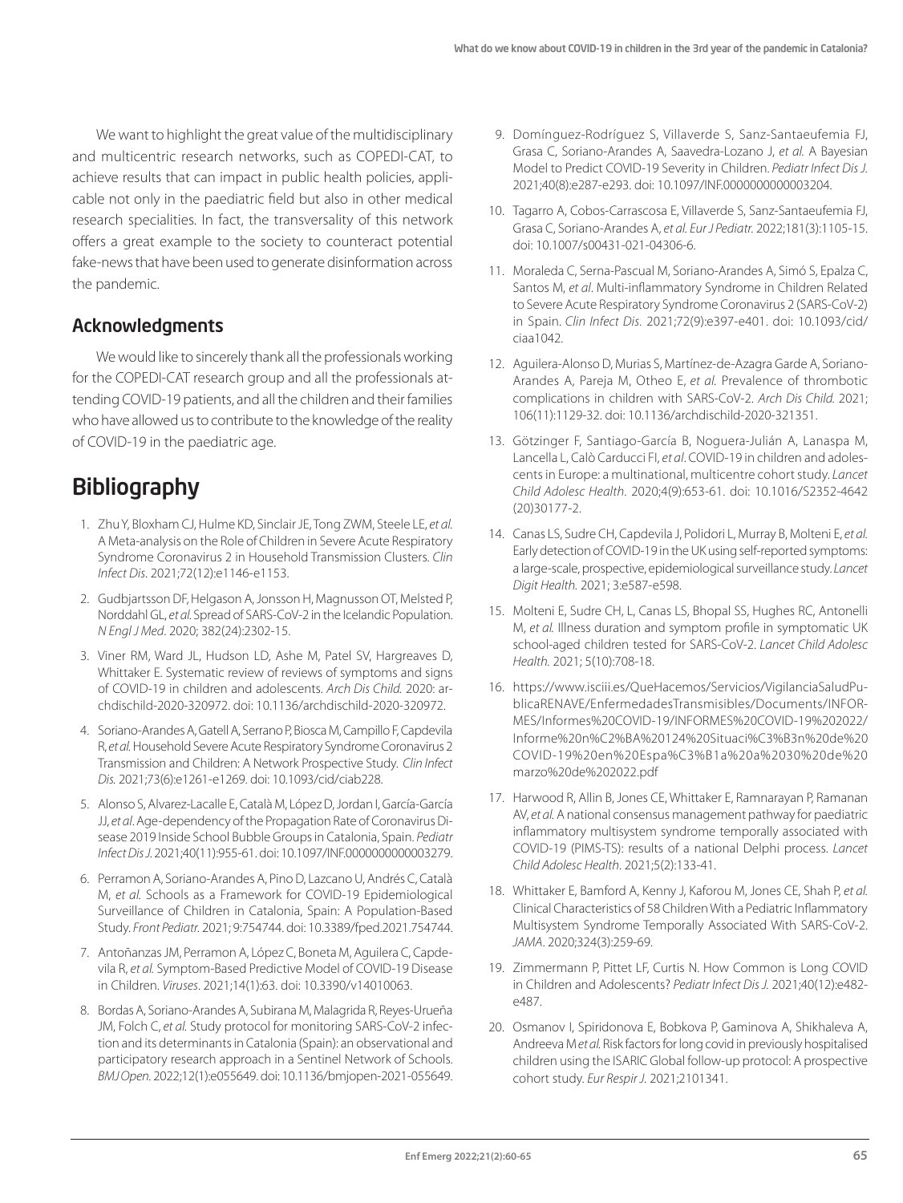We want to highlight the great value of the multidisciplinary and multicentric research networks, such as COPEDI-CAT, to achieve results that can impact in public health policies, applicable not only in the paediatric field but also in other medical research specialities. In fact, the transversality of this network offers a great example to the society to counteract potential fake-news that have been used to generate disinformation across the pandemic.

## Acknowledgments

We would like to sincerely thank all the professionals working for the COPEDI-CAT research group and all the professionals attending COVID-19 patients, and all the children and their families who have allowed us to contribute to the knowledge of the reality of COVID-19 in the paediatric age.

# Bibliography

1. Zhu Y, Bloxham CJ, Hulme KD, Sinclair JE, Tong ZWM, Steele LE, *et al.* A Meta-analysis on the Role of Children in Severe Acute Respiratory Syndrome Coronavirus 2 in Household Transmission Clusters. *Clin Infect Dis*. 2021;72(12):e1146-e1153.
2. Gudbjartsson DF, Helgason A, Jonsson H, Magnusson OT, Melsted P, Norddahl GL, *et al.* Spread of SARS-CoV-2 in the Icelandic Population. *N Engl J Med*. 2020; 382(24):2302-15.
3. Viner RM, Ward JL, Hudson LD, Ashe M, Patel SV, Hargreaves D, Whittaker E. Systematic review of reviews of symptoms and signs of COVID-19 in children and adolescents. *Arch Dis Child.* 2020: archdischild-2020-320972. doi: 10.1136/archdischild-2020-320972.
4. Soriano-Arandes A, Gatell A, Serrano P, Biosca M, Campillo F, Capdevila R, *et al.* Household Severe Acute Respiratory Syndrome Coronavirus 2 Transmission and Children: A Network Prospective Study. *Clin Infect Dis.* 2021;73(6):e1261-e1269. doi: 10.1093/cid/ciab228.
5. Alonso S, Alvarez-Lacalle E, Català M, López D, Jordan I, García-García JJ, *et al.* Age-dependency of the Propagation Rate of Coronavirus Disease 2019 Inside School Bubble Groups in Catalonia, Spain. *Pediatr Infect Dis J.* 2021;40(11):955-61. doi: 10.1097/INF.0000000000003279.
6. Perramon A, Soriano-Arandes A, Pino D, Lazcano U, Andrés C, Català M, *et al.* Schools as a Framework for COVID-19 Epidemiological Surveillance of Children in Catalonia, Spain: A Population-Based Study. *Front Pediatr.* 2021; 9:754744. doi: 10.3389/fped.2021.754744.
7. Antoñanzas JM, Perramon A, López C, Boneta M, Aguilera C, Capdevila R, *et al.* Symptom-Based Predictive Model of COVID-19 Disease in Children. *Viruses*. 2021;14(1):63. doi: 10.3390/v14010063.
8. Bordas A, Soriano-Arandes A, Subirana M, Malagrida R, Reyes-Urueña JM, Folch C, *et al.* Study protocol for monitoring SARS-CoV-2 infection and its determinants in Catalonia (Spain): an observational and participatory research approach in a Sentinel Network of Schools. *BMJ Open*. 2022;12(1):e055649. doi: 10.1136/bmjopen-2021-055649.
9. Domínguez-Rodríguez S, Villaverde S, Sanz-Santaeufemia FJ, Grasa C, Soriano-Arandes A, Saavedra-Lozano J, *et al.* A Bayesian Model to Predict COVID-19 Severity in Children. *Pediatr Infect Dis J.* 2021;40(8):e287-e293. doi: 10.1097/INF.0000000000003204.
10. Tagarro A, Cobos-Carrascosa E, Villaverde S, Sanz-Santaeufemia FJ, Grasa C, Soriano-Arandes A, *et al. Eur J Pediatr.* 2022;181(3):1105-15. doi: 10.1007/s00431-021-04306-6.
11. Moraleda C, Serna-Pascual M, Soriano-Arandes A, Simó S, Epalza C, Santos M, *et al*. Multi-inflammatory Syndrome in Children Related to Severe Acute Respiratory Syndrome Coronavirus 2 (SARS-CoV-2) in Spain. *Clin Infect Dis*. 2021;72(9):e397-e401. doi: 10.1093/cid/ciaa1042.
12. Aguilera-Alonso D, Murias S, Martínez-de-Azagra Garde A, Soriano-Arandes A, Pareja M, Otheo E, *et al.* Prevalence of thrombotic complications in children with SARS-CoV-2. *Arch Dis Child.* 2021; 106(11):1129-32. doi: 10.1136/archdischild-2020-321351.
13. Götzinger F, Santiago-García B, Noguera-Julián A, Lanaspa M, Lancella L, Calò Carducci FI, *et al*. COVID-19 in children and adolescents in Europe: a multinational, multicentre cohort study. *Lancet Child Adolesc Health*. 2020;4(9):653-61. doi: 10.1016/S2352-4642(20)30177-2.
14. Canas LS, Sudre CH, Capdevila J, Polidori L, Murray B, Molteni E, *et al.* Early detection of COVID-19 in the UK using self-reported symptoms: a large-scale, prospective, epidemiological surveillance study. *Lancet Digit Health.* 2021; 3:e587-e598.
15. Molteni E, Sudre CH, L, Canas LS, Bhopal SS, Hughes RC, Antonelli M, *et al.* Illness duration and symptom profile in symptomatic UK school-aged children tested for SARS-CoV-2. *Lancet Child Adolesc Health.* 2021; 5(10):708-18.
16. https://www.isciii.es/QueHacemos/Servicios/VigilanciaSaludPublicaRENAVE/EnfermedadesTransmisibles/Documents/INFORMES/Informes%20COVID-19/INFORMES%20COVID-19%202022/Informe%20n%C2%BA%20124%20Situaci%C3%B3n%20de%20COVID-19%20en%20Espa%C3%B1a%20a%2030%20de%20marzo%20de%202022.pdf
17. Harwood R, Allin B, Jones CE, Whittaker E, Ramnarayan P, Ramanan AV, *et al.* A national consensus management pathway for paediatric inflammatory multisystem syndrome temporally associated with COVID-19 (PIMS-TS): results of a national Delphi process. *Lancet Child Adolesc Health*. 2021;5(2):133-41.
18. Whittaker E, Bamford A, Kenny J, Kaforou M, Jones CE, Shah P, *et al.* Clinical Characteristics of 58 Children With a Pediatric Inflammatory Multisystem Syndrome Temporally Associated With SARS-CoV-2. *JAMA*. 2020;324(3):259-69.
19. Zimmermann P, Pittet LF, Curtis N. How Common is Long COVID in Children and Adolescents? *Pediatr Infect Dis J.* 2021;40(12):e482-e487.
20. Osmanov I, Spiridonova E, Bobkova P, Gaminova A, Shikhaleva A, Andreeva M *et al.* Risk factors for long covid in previously hospitalised children using the ISARIC Global follow-up protocol: A prospective cohort study. *Eur Respir J.* 2021;2101341.